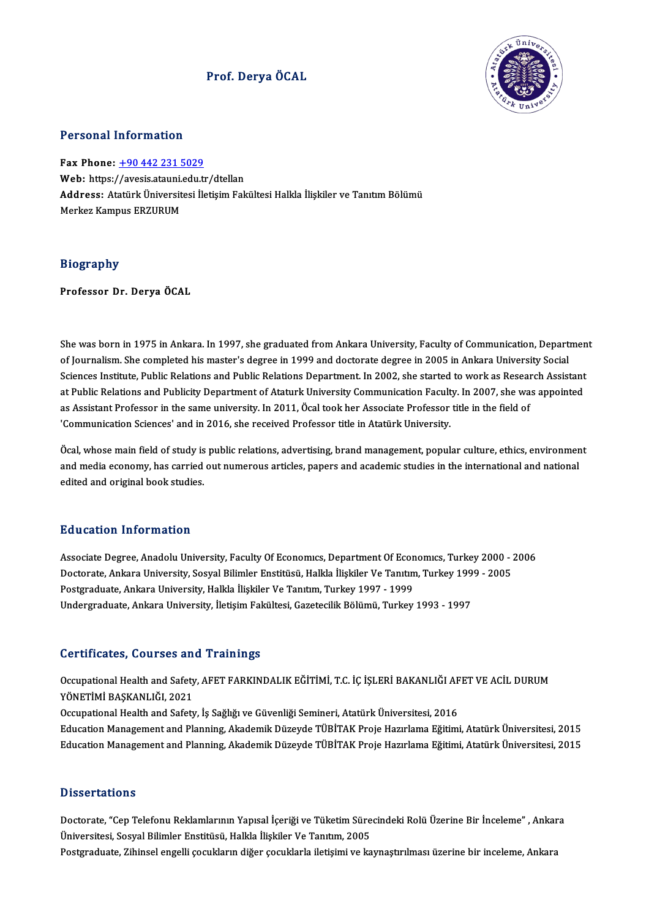# Prof. Derya ÖCAL

## Personal Information

**Fax Phone:** +90 442 231 5029
**Web:** https://avesis.atauni.edu.tr/dtellan
**Address:** Atatürk Üniversitesi İletişim Fakültesi Halkla İlişkiler ve Tanıtım Bölümü
Merkez Kampus ERZURUM

## Biography

**Professor Dr. Derya ÖCAL**

She was born in 1975 in Ankara. In 1997, she graduated from Ankara University, Faculty of Communication, Department of Journalism. She completed his master's degree in 1999 and doctorate degree in 2005 in Ankara University Social Sciences Institute, Public Relations and Public Relations Department. In 2002, she started to work as Research Assistant at Public Relations and Publicity Department of Ataturk University Communication Faculty. In 2007, she was appointed as Assistant Professor in the same university. In 2011, Öcal took her Associate Professor title in the field of 'Communication Sciences' and in 2016, she received Professor title in Atatürk University.

Öcal, whose main field of study is public relations, advertising, brand management, popular culture, ethics, environment and media economy, has carried out numerous articles, papers and academic studies in the international and national edited and original book studies.

## Education Information

Associate Degree, Anadolu University, Faculty Of Economıcs, Department Of Economıcs, Turkey 2000 - 2006
Doctorate, Ankara University, Sosyal Bilimler Enstitüsü, Halkla İlişkiler Ve Tanıtım, Turkey 1999 - 2005
Postgraduate, Ankara University, Halkla İlişkiler Ve Tanıtım, Turkey 1997 - 1999
Undergraduate, Ankara University, İletişim Fakültesi, Gazetecilik Bölümü, Turkey 1993 - 1997

## Certificates, Courses and Trainings

Occupational Health and Safety, AFET FARKINDALIK EĞİTİMİ, T.C. İÇ İŞLERİ BAKANLIĞI AFET VE ACİL DURUM YÖNETİMİ BAŞKANLIĞI, 2021
Occupational Health and Safety, İş Sağlığı ve Güvenliği Semineri, Atatürk Üniversitesi, 2016
Education Management and Planning, Akademik Düzeyde TÜBİTAK Proje Hazırlama Eğitimi, Atatürk Üniversitesi, 2015
Education Management and Planning, Akademik Düzeyde TÜBİTAK Proje Hazırlama Eğitimi, Atatürk Üniversitesi, 2015

## Dissertations

Doctorate, "Cep Telefonu Reklamlarının Yapısal İçeriği ve Tüketim Sürecindeki Rolü Üzerine Bir İnceleme" , Ankara Üniversitesi, Sosyal Bilimler Enstitüsü, Halkla İlişkiler Ve Tanıtım, 2005
Postgraduate, Zihinsel engelli çocukların diğer çocuklarla iletişimi ve kaynaştırılması üzerine bir inceleme, Ankara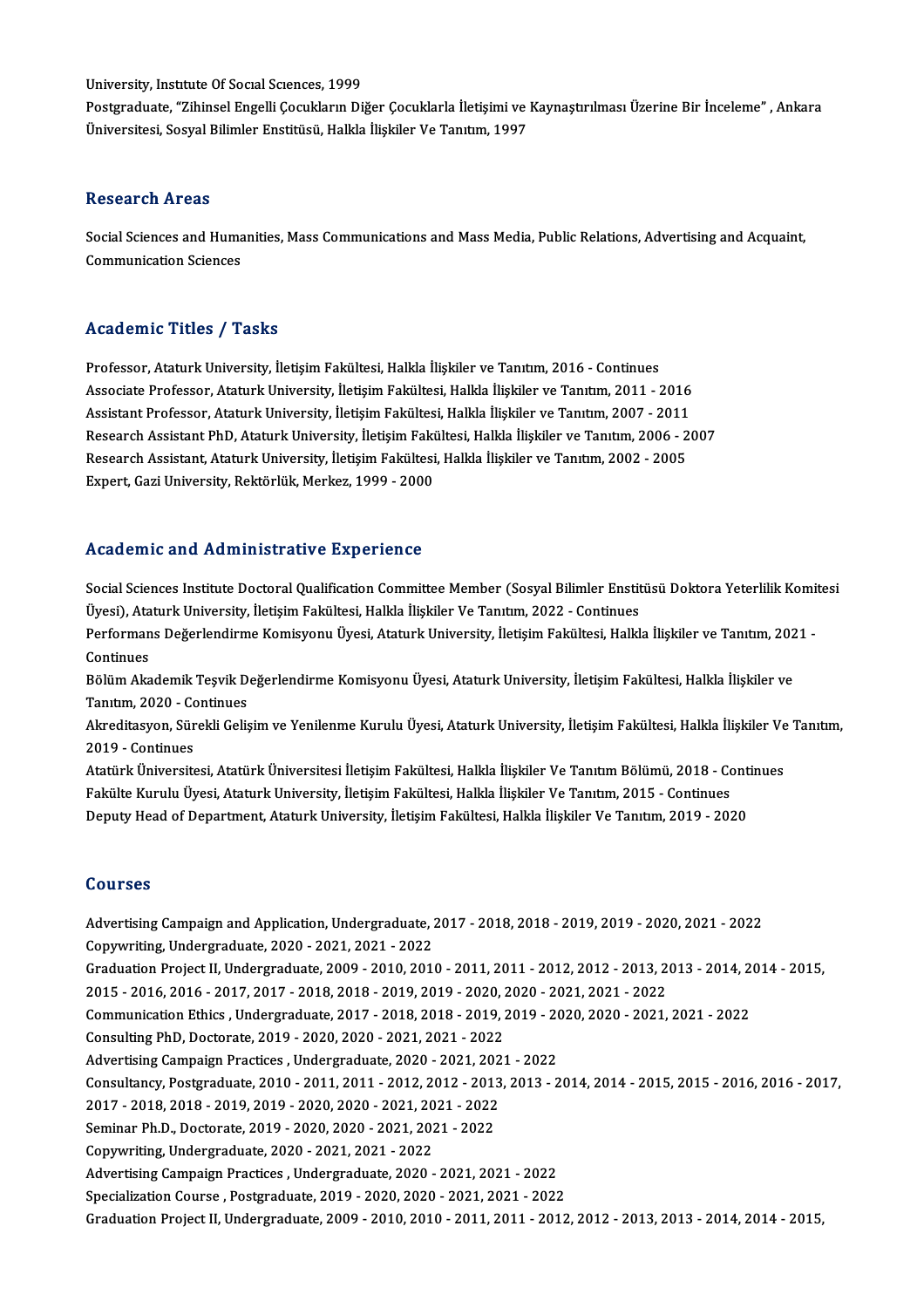University, Institute Of Social Sciences, 1999

Postgraduate, “Zihinsel Engelli Çocukların Diğer Çocuklarla İletişimi ve Kaynaştırılması Üzerine Bir İnceleme” , Ankara Üniversitesi, Sosyal Bilimler Enstitüsü, Halkla İlişkiler Ve Tanıtım, 1997

## Research Areas

Social Sciences and Humanities, Mass Communications and Mass Media, Public Relations, Advertising and Acquaint, Communication Sciences

## Academic Titles / Tasks

Professor, Ataturk University, İletişim Fakültesi, Halkla İlişkiler ve Tanıtım, 2016 - Continues
Associate Professor, Ataturk University, İletişim Fakültesi, Halkla İlişkiler ve Tanıtım, 2011 - 2016
Assistant Professor, Ataturk University, İletişim Fakültesi, Halkla İlişkiler ve Tanıtım, 2007 - 2011
Research Assistant PhD, Ataturk University, İletişim Fakültesi, Halkla İlişkiler ve Tanıtım, 2006 - 2007
Research Assistant, Ataturk University, İletişim Fakültesi, Halkla İlişkiler ve Tanıtım, 2002 - 2005
Expert, Gazi University, Rektörlük, Merkez, 1999 - 2000

## Academic and Administrative Experience

Social Sciences Institute Doctoral Qualification Committee Member (Sosyal Bilimler Enstitüsü Doktora Yeterlilik Komitesi Üyesi), Ataturk University, İletişim Fakültesi, Halkla İlişkiler Ve Tanıtım, 2022 - Continues
Performans Değerlendirme Komisyonu Üyesi, Ataturk University, İletişim Fakültesi, Halkla İlişkiler ve Tanıtım, 2021 - Continues
Bölüm Akademik Teşvik Değerlendirme Komisyonu Üyesi, Ataturk University, İletişim Fakültesi, Halkla İlişkiler ve Tanıtım, 2020 - Continues
Akreditasyon, Sürekli Gelişim ve Yenilenme Kurulu Üyesi, Ataturk University, İletişim Fakültesi, Halkla İlişkiler Ve Tanıtım, 2019 - Continues
Atatürk Üniversitesi, Atatürk Üniversitesi İletişim Fakültesi, Halkla İlişkiler Ve Tanıtım Bölümü, 2018 - Continues
Fakülte Kurulu Üyesi, Ataturk University, İletişim Fakültesi, Halkla İlişkiler Ve Tanıtım, 2015 - Continues
Deputy Head of Department, Ataturk University, İletişim Fakültesi, Halkla İlişkiler Ve Tanıtım, 2019 - 2020

## Courses

Advertising Campaign and Application, Undergraduate, 2017 - 2018, 2018 - 2019, 2019 - 2020, 2021 - 2022
Copywriting, Undergraduate, 2020 - 2021, 2021 - 2022
Graduation Project II, Undergraduate, 2009 - 2010, 2010 - 2011, 2011 - 2012, 2012 - 2013, 2013 - 2014, 2014 - 2015, 2015 - 2016, 2016 - 2017, 2017 - 2018, 2018 - 2019, 2019 - 2020, 2020 - 2021, 2021 - 2022
Communication Ethics , Undergraduate, 2017 - 2018, 2018 - 2019, 2019 - 2020, 2020 - 2021, 2021 - 2022
Consulting PhD, Doctorate, 2019 - 2020, 2020 - 2021, 2021 - 2022
Advertising Campaign Practices , Undergraduate, 2020 - 2021, 2021 - 2022
Consultancy, Postgraduate, 2010 - 2011, 2011 - 2012, 2012 - 2013, 2013 - 2014, 2014 - 2015, 2015 - 2016, 2016 - 2017, 2017 - 2018, 2018 - 2019, 2019 - 2020, 2020 - 2021, 2021 - 2022
Seminar Ph.D., Doctorate, 2019 - 2020, 2020 - 2021, 2021 - 2022
Copywriting, Undergraduate, 2020 - 2021, 2021 - 2022
Advertising Campaign Practices , Undergraduate, 2020 - 2021, 2021 - 2022
Specialization Course , Postgraduate, 2019 - 2020, 2020 - 2021, 2021 - 2022
Graduation Project II, Undergraduate, 2009 - 2010, 2010 - 2011, 2011 - 2012, 2012 - 2013, 2013 - 2014, 2014 - 2015,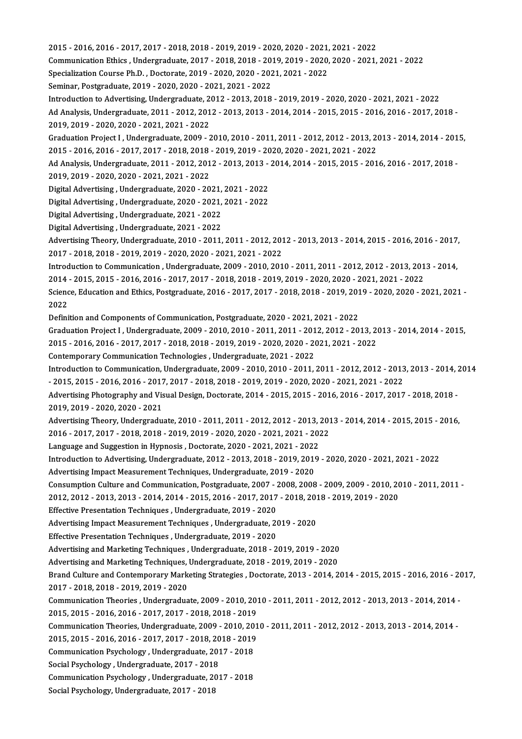2015 - 2016, 2016 - 2017, 2017 - 2018, 2018 - 2019, 2019 - 2020, 2020 - 2021, 2021 - 2022
Communication Ethics , Undergraduate, 2017 - 2018, 2018 - 2019, 2019 - 2020, 2020 - 2021, 2021 - 2022
Specialization Course Ph.D. , Doctorate, 2019 - 2020, 2020 - 2021, 2021 - 2022
Seminar, Postgraduate, 2019 - 2020, 2020 - 2021, 2021 - 2022
Introduction to Advertising, Undergraduate, 2012 - 2013, 2018 - 2019, 2019 - 2020, 2020 - 2021, 2021 - 2022
Ad Analysis, Undergraduate, 2011 - 2012, 2012 - 2013, 2013 - 2014, 2014 - 2015, 2015 - 2016, 2016 - 2017, 2018 - 2019, 2019 - 2020, 2020 - 2021, 2021 - 2022
Graduation Project I , Undergraduate, 2009 - 2010, 2010 - 2011, 2011 - 2012, 2012 - 2013, 2013 - 2014, 2014 - 2015, 2015 - 2016, 2016 - 2017, 2017 - 2018, 2018 - 2019, 2019 - 2020, 2020 - 2021, 2021 - 2022
Ad Analysis, Undergraduate, 2011 - 2012, 2012 - 2013, 2013 - 2014, 2014 - 2015, 2015 - 2016, 2016 - 2017, 2018 - 2019, 2019 - 2020, 2020 - 2021, 2021 - 2022
Digital Advertising , Undergraduate, 2020 - 2021, 2021 - 2022
Digital Advertising , Undergraduate, 2020 - 2021, 2021 - 2022
Digital Advertising , Undergraduate, 2021 - 2022
Digital Advertising , Undergraduate, 2021 - 2022
Advertising Theory, Undergraduate, 2010 - 2011, 2011 - 2012, 2012 - 2013, 2013 - 2014, 2015 - 2016, 2016 - 2017, 2017 - 2018, 2018 - 2019, 2019 - 2020, 2020 - 2021, 2021 - 2022
Introduction to Communication , Undergraduate, 2009 - 2010, 2010 - 2011, 2011 - 2012, 2012 - 2013, 2013 - 2014, 2014 - 2015, 2015 - 2016, 2016 - 2017, 2017 - 2018, 2018 - 2019, 2019 - 2020, 2020 - 2021, 2021 - 2022
Science, Education and Ethics, Postgraduate, 2016 - 2017, 2017 - 2018, 2018 - 2019, 2019 - 2020, 2020 - 2021, 2021 - 2022
Definition and Components of Communication, Postgraduate, 2020 - 2021, 2021 - 2022
Graduation Project I , Undergraduate, 2009 - 2010, 2010 - 2011, 2011 - 2012, 2012 - 2013, 2013 - 2014, 2014 - 2015, 2015 - 2016, 2016 - 2017, 2017 - 2018, 2018 - 2019, 2019 - 2020, 2020 - 2021, 2021 - 2022
Contemporary Communication Technologies , Undergraduate, 2021 - 2022
Introduction to Communication, Undergraduate, 2009 - 2010, 2010 - 2011, 2011 - 2012, 2012 - 2013, 2013 - 2014, 2014 - 2015, 2015 - 2016, 2016 - 2017, 2017 - 2018, 2018 - 2019, 2019 - 2020, 2020 - 2021, 2021 - 2022
Advertising Photography and Visual Design, Doctorate, 2014 - 2015, 2015 - 2016, 2016 - 2017, 2017 - 2018, 2018 - 2019, 2019 - 2020, 2020 - 2021
Advertising Theory, Undergraduate, 2010 - 2011, 2011 - 2012, 2012 - 2013, 2013 - 2014, 2014 - 2015, 2015 - 2016, 2016 - 2017, 2017 - 2018, 2018 - 2019, 2019 - 2020, 2020 - 2021, 2021 - 2022
Language and Suggestion in Hypnosis , Doctorate, 2020 - 2021, 2021 - 2022
Introduction to Advertising, Undergraduate, 2012 - 2013, 2018 - 2019, 2019 - 2020, 2020 - 2021, 2021 - 2022
Advertising Impact Measurement Techniques, Undergraduate, 2019 - 2020
Consumption Culture and Communication, Postgraduate, 2007 - 2008, 2008 - 2009, 2009 - 2010, 2010 - 2011, 2011 - 2012, 2012 - 2013, 2013 - 2014, 2014 - 2015, 2016 - 2017, 2017 - 2018, 2018 - 2019, 2019 - 2020
Effective Presentation Techniques , Undergraduate, 2019 - 2020
Advertising Impact Measurement Techniques , Undergraduate, 2019 - 2020
Effective Presentation Techniques , Undergraduate, 2019 - 2020
Advertising and Marketing Techniques , Undergraduate, 2018 - 2019, 2019 - 2020
Advertising and Marketing Techniques, Undergraduate, 2018 - 2019, 2019 - 2020
Brand Culture and Contemporary Marketing Strategies , Doctorate, 2013 - 2014, 2014 - 2015, 2015 - 2016, 2016 - 2017, 2017 - 2018, 2018 - 2019, 2019 - 2020
Communication Theories , Undergraduate, 2009 - 2010, 2010 - 2011, 2011 - 2012, 2012 - 2013, 2013 - 2014, 2014 - 2015, 2015 - 2016, 2016 - 2017, 2017 - 2018, 2018 - 2019
Communication Theories, Undergraduate, 2009 - 2010, 2010 - 2011, 2011 - 2012, 2012 - 2013, 2013 - 2014, 2014 - 2015, 2015 - 2016, 2016 - 2017, 2017 - 2018, 2018 - 2019
Communication Psychology , Undergraduate, 2017 - 2018
Social Psychology , Undergraduate, 2017 - 2018
Communication Psychology , Undergraduate, 2017 - 2018
Social Psychology, Undergraduate, 2017 - 2018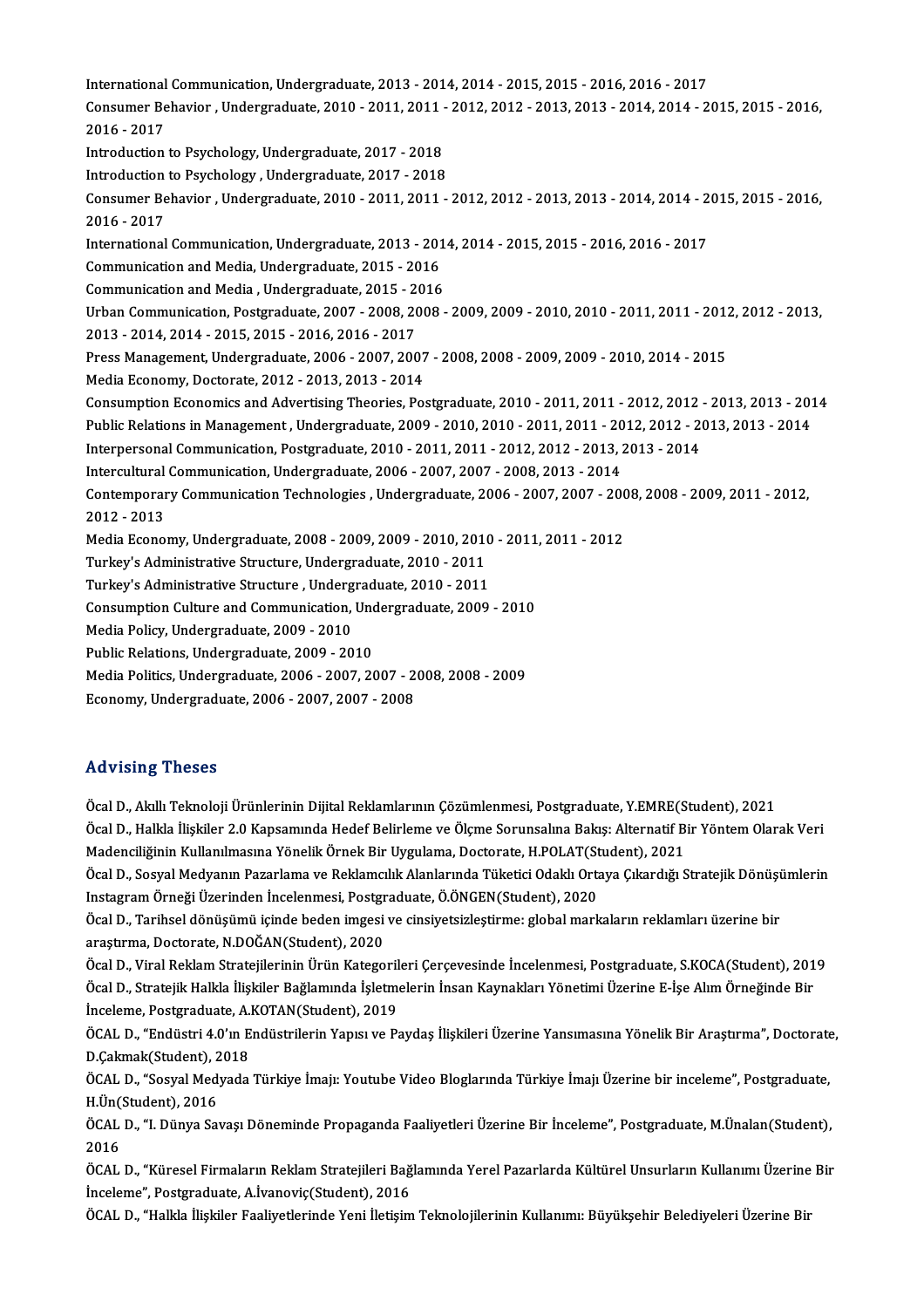International Communication, Undergraduate, 2013 - 2014, 2014 - 2015, 2015 - 2016, 2016 - 2017
Consumer Behavior , Undergraduate, 2010 - 2011, 2011 - 2012, 2012 - 2013, 2013 - 2014, 2014 - 2015, 2015 - 2016, 2016 - 2017
Introduction to Psychology, Undergraduate, 2017 - 2018
Introduction to Psychology , Undergraduate, 2017 - 2018
Consumer Behavior , Undergraduate, 2010 - 2011, 2011 - 2012, 2012 - 2013, 2013 - 2014, 2014 - 2015, 2015 - 2016, 2016 - 2017
International Communication, Undergraduate, 2013 - 2014, 2014 - 2015, 2015 - 2016, 2016 - 2017
Communication and Media, Undergraduate, 2015 - 2016
Communication and Media , Undergraduate, 2015 - 2016
Urban Communication, Postgraduate, 2007 - 2008, 2008 - 2009, 2009 - 2010, 2010 - 2011, 2011 - 2012, 2012 - 2013, 2013 - 2014, 2014 - 2015, 2015 - 2016, 2016 - 2017
Press Management, Undergraduate, 2006 - 2007, 2007 - 2008, 2008 - 2009, 2009 - 2010, 2014 - 2015
Media Economy, Doctorate, 2012 - 2013, 2013 - 2014
Consumption Economics and Advertising Theories, Postgraduate, 2010 - 2011, 2011 - 2012, 2012 - 2013, 2013 - 2014
Public Relations in Management , Undergraduate, 2009 - 2010, 2010 - 2011, 2011 - 2012, 2012 - 2013, 2013 - 2014
Interpersonal Communication, Postgraduate, 2010 - 2011, 2011 - 2012, 2012 - 2013, 2013 - 2014
Intercultural Communication, Undergraduate, 2006 - 2007, 2007 - 2008, 2013 - 2014
Contemporary Communication Technologies , Undergraduate, 2006 - 2007, 2007 - 2008, 2008 - 2009, 2011 - 2012, 2012 - 2013
Media Economy, Undergraduate, 2008 - 2009, 2009 - 2010, 2010 - 2011, 2011 - 2012
Turkey's Administrative Structure, Undergraduate, 2010 - 2011
Turkey's Administrative Structure , Undergraduate, 2010 - 2011
Consumption Culture and Communication, Undergraduate, 2009 - 2010
Media Policy, Undergraduate, 2009 - 2010
Public Relations, Undergraduate, 2009 - 2010
Media Politics, Undergraduate, 2006 - 2007, 2007 - 2008, 2008 - 2009
Economy, Undergraduate, 2006 - 2007, 2007 - 2008

## Advising Theses

Öcal D., Akıllı Teknoloji Ürünlerinin Dijital Reklamlarının Çözümlenmesi, Postgraduate, Y.EMRE(Student), 2021
Öcal D., Halkla İlişkiler 2.0 Kapsamında Hedef Belirleme ve Ölçme Sorunsalına Bakış: Alternatif Bir Yöntem Olarak Veri Madenciliğinin Kullanılmasına Yönelik Örnek Bir Uygulama, Doctorate, H.POLAT(Student), 2021
Öcal D., Sosyal Medyanın Pazarlama ve Reklamcılık Alanlarında Tüketici Odaklı Ortaya Çıkardığı Stratejik Dönüşümlerin Instagram Örneği Üzerinden İncelenmesi, Postgraduate, Ö.ÖNGEN(Student), 2020
Öcal D., Tarihsel dönüşümü içinde beden imgesi ve cinsiyetsizleştirme: global markaların reklamları üzerine bir araştırma, Doctorate, N.DOĞAN(Student), 2020
Öcal D., Viral Reklam Stratejilerinin Ürün Kategorileri Çerçevesinde İncelenmesi, Postgraduate, S.KOCA(Student), 2019
Öcal D., Stratejik Halkla İlişkiler Bağlamında İşletmelerin İnsan Kaynakları Yönetimi Üzerine E-İşe Alım Örneğinde Bir İnceleme, Postgraduate, A.KOTAN(Student), 2019
ÖCAL D., "Endüstri 4.0'ın Endüstrilerin Yapısı ve Paydaş İlişkileri Üzerine Yansımasına Yönelik Bir Araştırma", Doctorate, D.Çakmak(Student), 2018
ÖCAL D., "Sosyal Medyada Türkiye İmajı: Youtube Video Bloglarında Türkiye İmajı Üzerine bir inceleme", Postgraduate, H.Ün(Student), 2016
ÖCAL D., "I. Dünya Savaşı Döneminde Propaganda Faaliyetleri Üzerine Bir İnceleme", Postgraduate, M.Ünalan(Student), 2016
ÖCAL D., "Küresel Firmaların Reklam Stratejileri Bağlamında Yerel Pazarlarda Kültürel Unsurların Kullanımı Üzerine Bir İnceleme", Postgraduate, A.İvanoviç(Student), 2016
ÖCAL D., "Halkla İlişkiler Faaliyetlerinde Yeni İletişim Teknolojilerinin Kullanımı: Büyükşehir Belediyeleri Üzerine Bir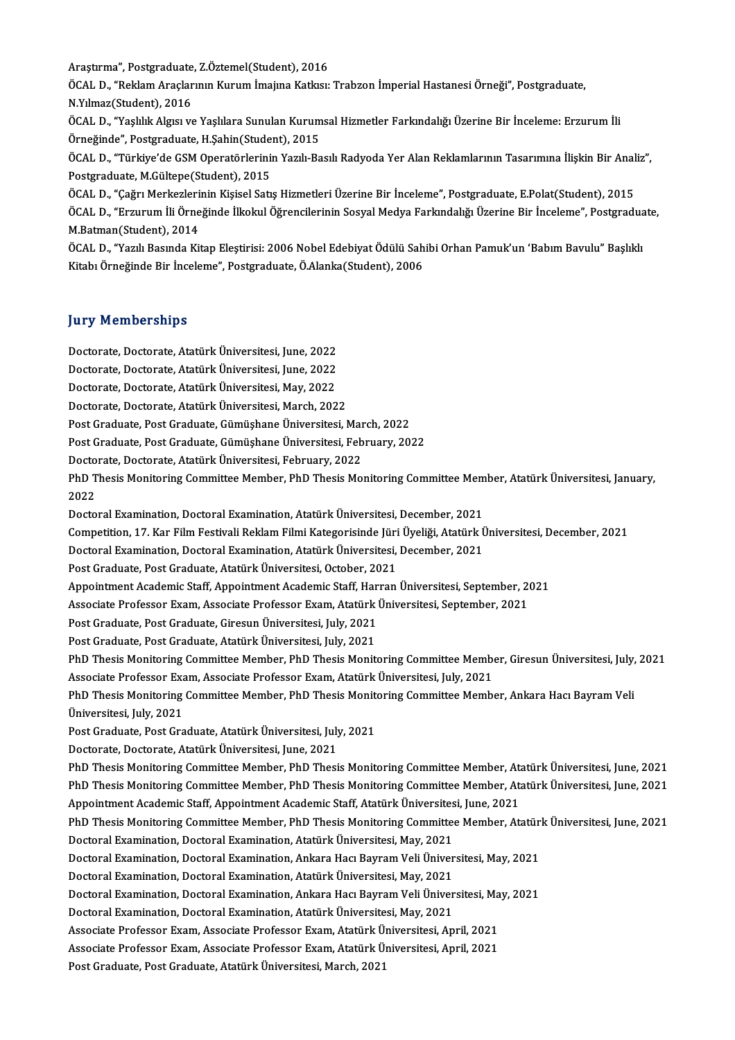Araştırma", Postgraduate, Z.Öztemel(Student), 2016

ÖCAL D., "Reklam Araçlarının Kurum İmajına Katkısı: Trabzon İmperial Hastanesi Örneği", Postgraduate, N.Yılmaz(Student), 2016

ÖCAL D., "Yaşlılık Algısı ve Yaşlılara Sunulan Kurumsal Hizmetler Farkındalığı Üzerine Bir İnceleme: Erzurum İli Örneğinde", Postgraduate, H.Şahin(Student), 2015

ÖCAL D., "Türkiye'de GSM Operatörlerinin Yazılı-Basılı Radyoda Yer Alan Reklamlarının Tasarımına İlişkin Bir Analiz", Postgraduate, M.Gültepe(Student), 2015

ÖCAL D., "Çağrı Merkezlerinin Kişisel Satış Hizmetleri Üzerine Bir İnceleme", Postgraduate, E.Polat(Student), 2015

ÖCAL D., "Erzurum İli Örneğinde İlkokul Öğrencilerinin Sosyal Medya Farkındalığı Üzerine Bir İnceleme", Postgraduate, M.Batman(Student), 2014

ÖCAL D., "Yazılı Basında Kitap Eleştirisi: 2006 Nobel Edebiyat Ödülü Sahibi Orhan Pamuk'un 'Babım Bavulu" Başlıklı Kitabı Örneğinde Bir İnceleme", Postgraduate, Ö.Alanka(Student), 2006

## Jury Memberships

Doctorate, Doctorate, Atatürk Üniversitesi, June, 2022
Doctorate, Doctorate, Atatürk Üniversitesi, June, 2022
Doctorate, Doctorate, Atatürk Üniversitesi, May, 2022
Doctorate, Doctorate, Atatürk Üniversitesi, March, 2022
Post Graduate, Post Graduate, Gümüşhane Üniversitesi, March, 2022
Post Graduate, Post Graduate, Gümüşhane Üniversitesi, February, 2022
Doctorate, Doctorate, Atatürk Üniversitesi, February, 2022
PhD Thesis Monitoring Committee Member, PhD Thesis Monitoring Committee Member, Atatürk Üniversitesi, January, 2022
Doctoral Examination, Doctoral Examination, Atatürk Üniversitesi, December, 2021
Competition, 17. Kar Film Festivali Reklam Filmi Kategorisinde Jüri Üyeliği, Atatürk Üniversitesi, December, 2021
Doctoral Examination, Doctoral Examination, Atatürk Üniversitesi, December, 2021
Post Graduate, Post Graduate, Atatürk Üniversitesi, October, 2021
Appointment Academic Staff, Appointment Academic Staff, Harran Üniversitesi, September, 2021
Associate Professor Exam, Associate Professor Exam, Atatürk Üniversitesi, September, 2021
Post Graduate, Post Graduate, Giresun Üniversitesi, July, 2021
Post Graduate, Post Graduate, Atatürk Üniversitesi, July, 2021
PhD Thesis Monitoring Committee Member, PhD Thesis Monitoring Committee Member, Giresun Üniversitesi, July, 2021
Associate Professor Exam, Associate Professor Exam, Atatürk Üniversitesi, July, 2021
PhD Thesis Monitoring Committee Member, PhD Thesis Monitoring Committee Member, Ankara Hacı Bayram Veli Üniversitesi, July, 2021
Post Graduate, Post Graduate, Atatürk Üniversitesi, July, 2021
Doctorate, Doctorate, Atatürk Üniversitesi, June, 2021
PhD Thesis Monitoring Committee Member, PhD Thesis Monitoring Committee Member, Atatürk Üniversitesi, June, 2021
PhD Thesis Monitoring Committee Member, PhD Thesis Monitoring Committee Member, Atatürk Üniversitesi, June, 2021
Appointment Academic Staff, Appointment Academic Staff, Atatürk Üniversitesi, June, 2021
PhD Thesis Monitoring Committee Member, PhD Thesis Monitoring Committee Member, Atatürk Üniversitesi, June, 2021
Doctoral Examination, Doctoral Examination, Atatürk Üniversitesi, May, 2021
Doctoral Examination, Doctoral Examination, Ankara Hacı Bayram Veli Üniversitesi, May, 2021
Doctoral Examination, Doctoral Examination, Atatürk Üniversitesi, May, 2021
Doctoral Examination, Doctoral Examination, Ankara Hacı Bayram Veli Üniversitesi, May, 2021
Doctoral Examination, Doctoral Examination, Atatürk Üniversitesi, May, 2021
Associate Professor Exam, Associate Professor Exam, Atatürk Üniversitesi, April, 2021
Associate Professor Exam, Associate Professor Exam, Atatürk Üniversitesi, April, 2021
Post Graduate, Post Graduate, Atatürk Üniversitesi, March, 2021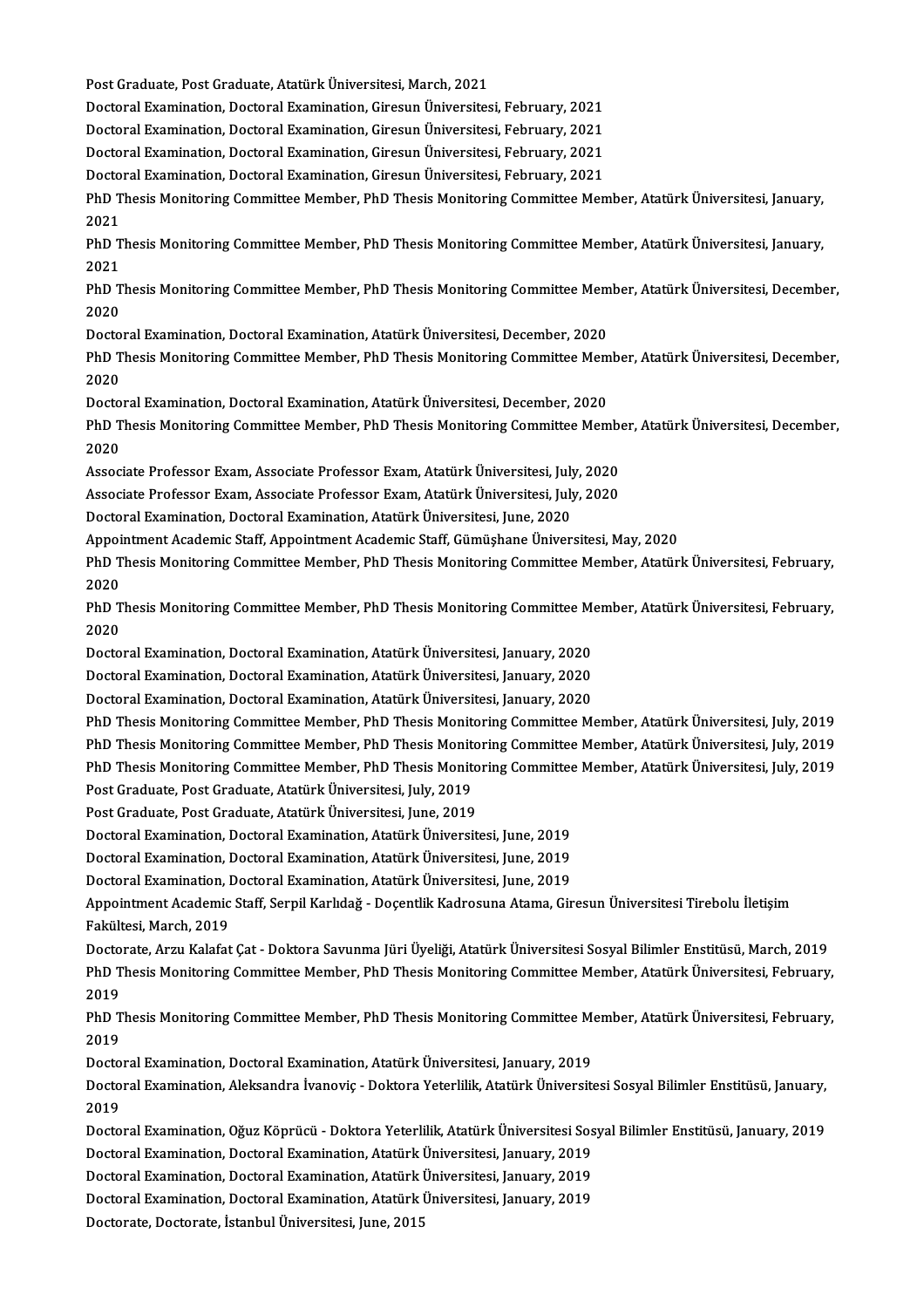Post Graduate, Post Graduate, Atatürk Üniversitesi, March, 2021

Doctoral Examination, Doctoral Examination, Giresun Üniversitesi, February, 2021

Doctoral Examination, Doctoral Examination, Giresun Üniversitesi, February, 2021

Doctoral Examination, Doctoral Examination, Giresun Üniversitesi, February, 2021

Doctoral Examination, Doctoral Examination, Giresun Üniversitesi, February, 2021

PhD Thesis Monitoring Committee Member, PhD Thesis Monitoring Committee Member, Atatürk Üniversitesi, January, 2021

PhD Thesis Monitoring Committee Member, PhD Thesis Monitoring Committee Member, Atatürk Üniversitesi, January, 2021

PhD Thesis Monitoring Committee Member, PhD Thesis Monitoring Committee Member, Atatürk Üniversitesi, December, 2020

Doctoral Examination, Doctoral Examination, Atatürk Üniversitesi, December, 2020

PhD Thesis Monitoring Committee Member, PhD Thesis Monitoring Committee Member, Atatürk Üniversitesi, December, 2020

Doctoral Examination, Doctoral Examination, Atatürk Üniversitesi, December, 2020

PhD Thesis Monitoring Committee Member, PhD Thesis Monitoring Committee Member, Atatürk Üniversitesi, December, 2020

Associate Professor Exam, Associate Professor Exam, Atatürk Üniversitesi, July, 2020

Associate Professor Exam, Associate Professor Exam, Atatürk Üniversitesi, July, 2020

Doctoral Examination, Doctoral Examination, Atatürk Üniversitesi, June, 2020

Appointment Academic Staff, Appointment Academic Staff, Gümüşhane Üniversitesi, May, 2020

PhD Thesis Monitoring Committee Member, PhD Thesis Monitoring Committee Member, Atatürk Üniversitesi, February, 2020

PhD Thesis Monitoring Committee Member, PhD Thesis Monitoring Committee Member, Atatürk Üniversitesi, February, 2020

Doctoral Examination, Doctoral Examination, Atatürk Üniversitesi, January, 2020

Doctoral Examination, Doctoral Examination, Atatürk Üniversitesi, January, 2020

Doctoral Examination, Doctoral Examination, Atatürk Üniversitesi, January, 2020

PhD Thesis Monitoring Committee Member, PhD Thesis Monitoring Committee Member, Atatürk Üniversitesi, July, 2019

PhD Thesis Monitoring Committee Member, PhD Thesis Monitoring Committee Member, Atatürk Üniversitesi, July, 2019

PhD Thesis Monitoring Committee Member, PhD Thesis Monitoring Committee Member, Atatürk Üniversitesi, July, 2019

Post Graduate, Post Graduate, Atatürk Üniversitesi, July, 2019

Post Graduate, Post Graduate, Atatürk Üniversitesi, June, 2019

Doctoral Examination, Doctoral Examination, Atatürk Üniversitesi, June, 2019

Doctoral Examination, Doctoral Examination, Atatürk Üniversitesi, June, 2019

Doctoral Examination, Doctoral Examination, Atatürk Üniversitesi, June, 2019

Appointment Academic Staff, Serpil Karlıdağ - Doçentlik Kadrosuna Atama, Giresun Üniversitesi Tirebolu İletişim Fakültesi, March, 2019

Doctorate, Arzu Kalafat Çat - Doktora Savunma Jüri Üyeliği, Atatürk Üniversitesi Sosyal Bilimler Enstitüsü, March, 2019

PhD Thesis Monitoring Committee Member, PhD Thesis Monitoring Committee Member, Atatürk Üniversitesi, February, 2019

PhD Thesis Monitoring Committee Member, PhD Thesis Monitoring Committee Member, Atatürk Üniversitesi, February, 2019

Doctoral Examination, Doctoral Examination, Atatürk Üniversitesi, January, 2019

Doctoral Examination, Aleksandra İvanoviç - Doktora Yeterlilik, Atatürk Üniversitesi Sosyal Bilimler Enstitüsü, January, 2019

Doctoral Examination, Oğuz Köprücü - Doktora Yeterlilik, Atatürk Üniversitesi Sosyal Bilimler Enstitüsü, January, 2019

Doctoral Examination, Doctoral Examination, Atatürk Üniversitesi, January, 2019

Doctoral Examination, Doctoral Examination, Atatürk Üniversitesi, January, 2019

Doctoral Examination, Doctoral Examination, Atatürk Üniversitesi, January, 2019

Doctorate, Doctorate, İstanbul Üniversitesi, June, 2015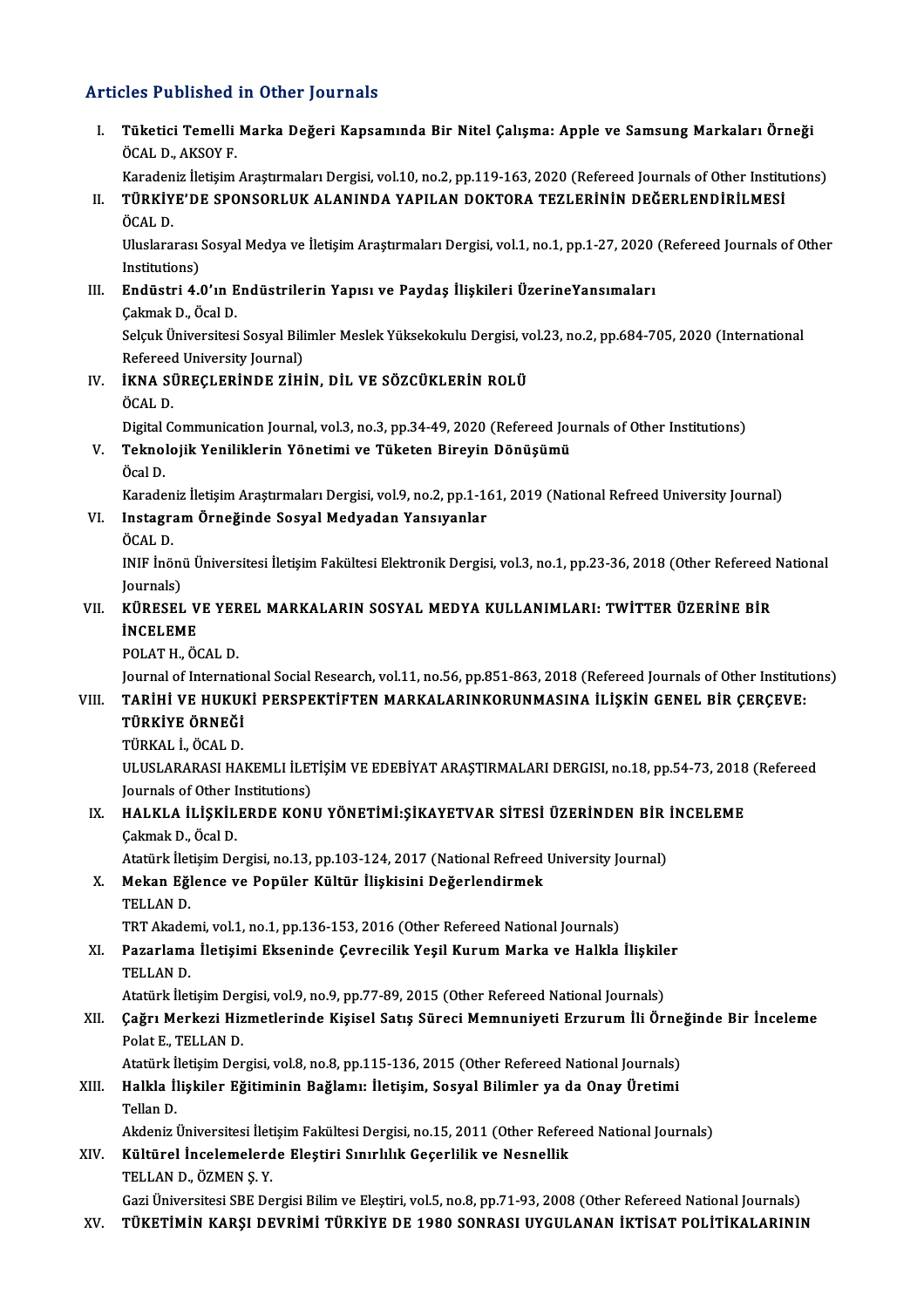## Articles Published in Other Journals

I. **Tüketici Temelli Marka Değeri Kapsamında Bir Nitel Çalışma: Apple ve Samsung Markaları Örneği**
   ÖCAL D., AKSOY F.
   Karadeniz İletişim Araştırmaları Dergisi, vol.10, no.2, pp.119-163, 2020 (Refereed Journals of Other Institutions)

II. **TÜRKİYE'DE SPONSORLUK ALANINDA YAPILAN DOKTORA TEZLERİNİN DEĞERLENDİRİLMESİ**
   ÖCAL D.
   Uluslararası Sosyal Medya ve İletişim Araştırmaları Dergisi, vol.1, no.1, pp.1-27, 2020 (Refereed Journals of Other Institutions)

III. **Endüstri 4.0'ın Endüstrilerin Yapısı ve Paydaş İlişkileri ÜzerineYansımaları**
   Çakmak D., Öcal D.
   Selçuk Üniversitesi Sosyal Bilimler Meslek Yüksekokulu Dergisi, vol.23, no.2, pp.684-705, 2020 (International Refereed University Journal)

IV. **İKNA SÜREÇLERİNDE ZİHİN, DİL VE SÖZCÜKLERİN ROLÜ**
   ÖCAL D.
   Digital Communication Journal, vol.3, no.3, pp.34-49, 2020 (Refereed Journals of Other Institutions)

V. **Teknolojik Yeniliklerin Yönetimi ve Tüketen Bireyin Dönüşümü**
   Öcal D.
   Karadeniz İletişim Araştırmaları Dergisi, vol.9, no.2, pp.1-161, 2019 (National Refreed University Journal)

VI. **Instagram Örneğinde Sosyal Medyadan Yansıyanlar**
   ÖCAL D.
   INIF İnönü Üniversitesi İletişim Fakültesi Elektronik Dergisi, vol.3, no.1, pp.23-36, 2018 (Other Refereed National Journals)

VII. **KÜRESEL VE YEREL MARKALARIN SOSYAL MEDYA KULLANIMLARI: TWİTTER ÜZERİNE BİR İNCELEME**
   POLAT H., ÖCAL D.
   Journal of International Social Research, vol.11, no.56, pp.851-863, 2018 (Refereed Journals of Other Institutions)

VIII. **TARİHİ VE HUKUKİ PERSPEKTİFTEN MARKALARINKORUNMASINA İLİŞKİN GENEL BİR ÇERÇEVE: TÜRKİYE ÖRNEĞİ**
   TÜRKAL İ., ÖCAL D.
   ULUSLARARASI HAKEMLI İLETİŞİM VE EDEBİYAT ARAŞTIRMALARI DERGISI, no.18, pp.54-73, 2018 (Refereed Journals of Other Institutions)

IX. **HALKLA İLİŞKİLERDE KONU YÖNETİMİ:ŞİKAYETVAR SİTESİ ÜZERİNDEN BİR İNCELEME**
   Çakmak D., Öcal D.
   Atatürk İletişim Dergisi, no.13, pp.103-124, 2017 (National Refreed University Journal)

X. **Mekan Eğlence ve Popüler Kültür İlişkisini Değerlendirmek**
   TELLAN D.
   TRT Akademi, vol.1, no.1, pp.136-153, 2016 (Other Refereed National Journals)

XI. **Pazarlama İletişimi Ekseninde Çevrecilik Yeşil Kurum Marka ve Halkla İlişkiler**
   TELLAN D.
   Atatürk İletişim Dergisi, vol.9, no.9, pp.77-89, 2015 (Other Refereed National Journals)

XII. **Çağrı Merkezi Hizmetlerinde Kişisel Satış Süreci Memnuniyeti Erzurum İli Örneğinde Bir İnceleme**
   Polat E., TELLAN D.
   Atatürk İletişim Dergisi, vol.8, no.8, pp.115-136, 2015 (Other Refereed National Journals)

XIII. **Halkla İlişkiler Eğitiminin Bağlamı: İletişim, Sosyal Bilimler ya da Onay Üretimi**
   Tellan D.
   Akdeniz Üniversitesi İletişim Fakültesi Dergisi, no.15, 2011 (Other Refereed National Journals)

XIV. **Kültürel İncelemelerde Eleştiri Sınırlılık Geçerlilik ve Nesnellik**
   TELLAN D., ÖZMEN Ş. Y.
   Gazi Üniversitesi SBE Dergisi Bilim ve Eleştiri, vol.5, no.8, pp.71-93, 2008 (Other Refereed National Journals)

XV. **TÜKETİMİN KARŞI DEVRİMİ TÜRKİYE DE 1980 SONRASI UYGULANAN İKTİSAT POLİTİKALARININ**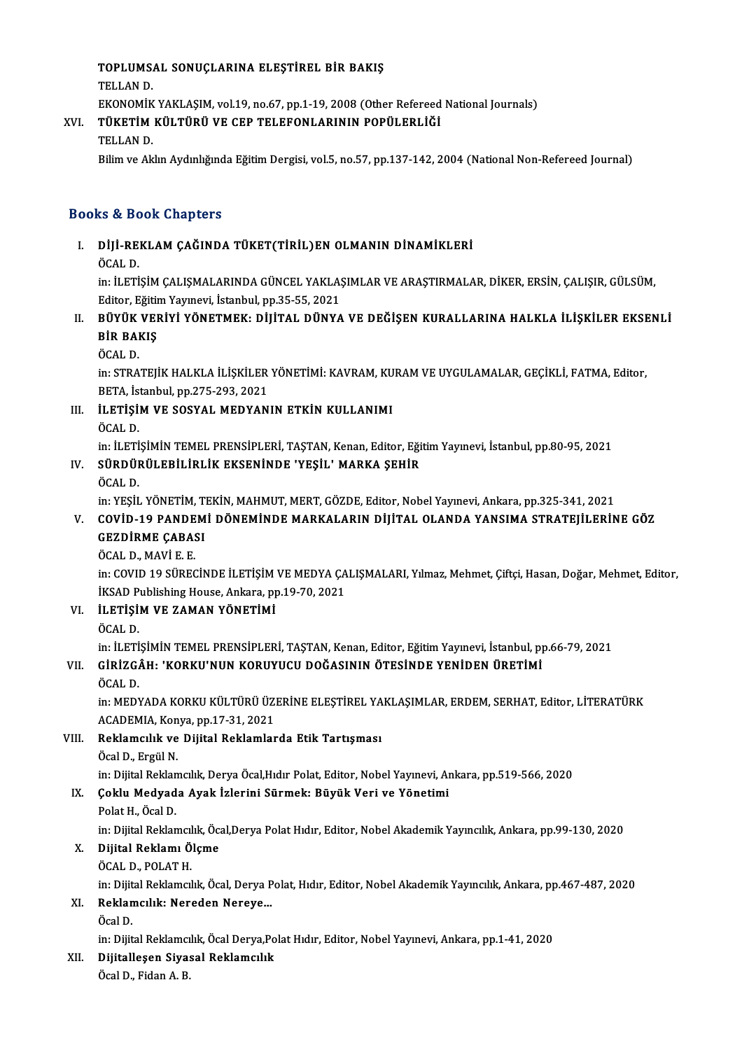TOPLUMSAL SONUÇLARINA ELEŞTİREL BİR BAKIŞ
TELLAN D.
EKONOMİK YAKLAŞIM, vol.19, no.67, pp.1-19, 2008 (Other Refereed National Journals)

XVI. TÜKETİM KÜLTÜRÜ VE CEP TELEFONLARININ POPÜLERLİĞİ
TELLAN D.
Bilim ve Aklın Aydınlığında Eğitim Dergisi, vol.5, no.57, pp.137-142, 2004 (National Non-Refereed Journal)

## Books & Book Chapters

I. DİJİ-REKLAM ÇAĞINDA TÜKET(TİRİL)EN OLMANIN DİNAMİKLERİ
ÖCAL D.
in: İLETİŞİM ÇALIŞMALARINDA GÜNCEL YAKLAŞIMLAR VE ARAŞTIRMALAR, DİKER, ERSİN, ÇALIŞIR, GÜLSÜM, Editor, Eğitim Yayınevi, İstanbul, pp.35-55, 2021

II. BÜYÜK VERİYİ YÖNETMEK: DİJİTAL DÜNYA VE DEĞİŞEN KURALLARINA HALKLA İLİŞKİLER EKSENLİ BİR BAKIŞ
ÖCAL D.
in: STRATEJİK HALKLA İLİŞKİLER YÖNETİMİ: KAVRAM, KURAM VE UYGULAMALAR, GEÇİKLİ, FATMA, Editor, BETA, İstanbul, pp.275-293, 2021

III. İLETİŞİM VE SOSYAL MEDYANIN ETKİN KULLANIMI
ÖCAL D.
in: İLETİŞİMİN TEMEL PRENSİPLERİ, TAŞTAN, Kenan, Editor, Eğitim Yayınevi, İstanbul, pp.80-95, 2021

IV. SÜRDÜRÜLEBİLİRLİK EKSENİNDE 'YEŞİL' MARKA ŞEHİR
ÖCAL D.
in: YEŞİL YÖNETİM, TEKİN, MAHMUT, MERT, GÖZDE, Editor, Nobel Yayınevi, Ankara, pp.325-341, 2021

V. COVİD-19 PANDEMİ DÖNEMİNDE MARKALARIN DİJİTAL OLANDA YANSIMA STRATEJİLERİNE GÖZ GEZDİRME ÇABASI
ÖCAL D., MAVİ E. E.
in: COVID 19 SÜRECİNDE İLETİŞİM VE MEDYA ÇALIŞMALARI, Yılmaz, Mehmet, Çiftçi, Hasan, Doğar, Mehmet, Editor, İKSAD Publishing House, Ankara, pp.19-70, 2021

VI. İLETİŞİM VE ZAMAN YÖNETİMİ
ÖCAL D.
in: İLETİŞİMİN TEMEL PRENSİPLERİ, TAŞTAN, Kenan, Editor, Eğitim Yayınevi, İstanbul, pp.66-79, 2021

VII. GİRİZGÂH: 'KORKU'NUN KORUYUCU DOĞASININ ÖTESİNDE YENİDEN ÜRETİMİ
ÖCAL D.
in: MEDYADA KORKU KÜLTÜRÜ ÜZERİNE ELEŞTİREL YAKLAŞIMLAR, ERDEM, SERHAT, Editor, LİTERATÜRK ACADEMIA, Konya, pp.17-31, 2021

VIII. Reklamcılık ve Dijital Reklamlarda Etik Tartışması
Öcal D., Ergül N.
in: Dijital Reklamcılık, Derya Öcal,Hıdır Polat, Editor, Nobel Yayınevi, Ankara, pp.519-566, 2020

IX. Çoklu Medyada Ayak İzlerini Sürmek: Büyük Veri ve Yönetimi
Polat H., Öcal D.
in: Dijital Reklamcılık, Öcal,Derya Polat Hıdır, Editor, Nobel Akademik Yayıncılık, Ankara, pp.99-130, 2020

X. Dijital Reklamı Ölçme
ÖCAL D., POLAT H.
in: Dijital Reklamcılık, Öcal, Derya Polat, Hıdır, Editor, Nobel Akademik Yayıncılık, Ankara, pp.467-487, 2020

XI. Reklamcılık: Nereden Nereye...
Öcal D.
in: Dijital Reklamcılık, Öcal Derya,Polat Hıdır, Editor, Nobel Yayınevi, Ankara, pp.1-41, 2020

XII. Dijitalleşen Siyasal Reklamcılık
Öcal D., Fidan A. B.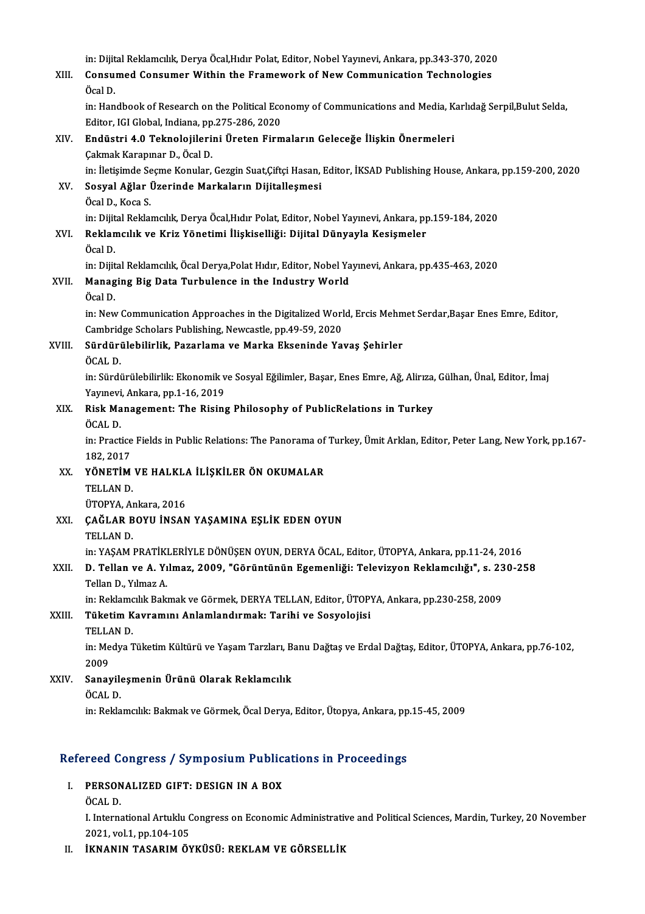in: Dijital Reklamcılık, Derya Öcal,Hıdır Polat, Editor, Nobel Yayınevi, Ankara, pp.343-370, 2020

XIII. **Consumed Consumer Within the Framework of New Communication Technologies**
Öcal D.
in: Handbook of Research on the Political Economy of Communications and Media, Karlıdağ Serpil,Bulut Selda, Editor, IGI Global, Indiana, pp.275-286, 2020

XIV. **Endüstri 4.0 Teknolojilerini Üreten Firmaların Geleceğe İlişkin Önermeleri**
Çakmak Karapınar D., Öcal D.
in: İletişimde Seçme Konular, Gezgin Suat,Çiftçi Hasan, Editor, İKSAD Publishing House, Ankara, pp.159-200, 2020

XV. **Sosyal Ağlar Üzerinde Markaların Dijitalleşmesi**
Öcal D., Koca S.
in: Dijital Reklamcılık, Derya Öcal,Hıdır Polat, Editor, Nobel Yayınevi, Ankara, pp.159-184, 2020

XVI. **Reklamcılık ve Kriz Yönetimi İlişkiselliği: Dijital Dünyayla Kesişmeler**
Öcal D.
in: Dijital Reklamcılık, Öcal Derya,Polat Hıdır, Editor, Nobel Yayınevi, Ankara, pp.435-463, 2020

XVII. **Managing Big Data Turbulence in the Industry World**
Öcal D.
in: New Communication Approaches in the Digitalized World, Ercis Mehmet Serdar,Başar Enes Emre, Editor, Cambridge Scholars Publishing, Newcastle, pp.49-59, 2020

XVIII. **Sürdürülebilirlik, Pazarlama ve Marka Ekseninde Yavaş Şehirler**
ÖCAL D.
in: Sürdürülebilirlik: Ekonomik ve Sosyal Eğilimler, Başar, Enes Emre, Ağ, Alirıza, Gülhan, Ünal, Editor, İmaj Yayınevi, Ankara, pp.1-16, 2019

XIX. **Risk Management: The Rising Philosophy of PublicRelations in Turkey**
ÖCAL D.
in: Practice Fields in Public Relations: The Panorama of Turkey, Ümit Arklan, Editor, Peter Lang, New York, pp.167-182, 2017

XX. **YÖNETİM VE HALKLA İLİŞKİLER ÖN OKUMALAR**
TELLAN D.
ÜTOPYA, Ankara, 2016

XXI. **ÇAĞLAR BOYU İNSAN YAŞAMINA EŞLİK EDEN OYUN**
TELLAN D.
in: YAŞAM PRATİKLERİYLE DÖNÜŞEN OYUN, DERYA ÖCAL, Editor, ÜTOPYA, Ankara, pp.11-24, 2016

XXII. **D. Tellan ve A. Yılmaz, 2009, "Görüntünün Egemenliği: Televizyon Reklamcılığı", s. 230-258**
Tellan D., Yılmaz A.
in: Reklamcılık Bakmak ve Görmek, DERYA TELLAN, Editor, ÜTOPYA, Ankara, pp.230-258, 2009

XXIII. **Tüketim Kavramını Anlamlandırmak: Tarihi ve Sosyolojisi**
TELLAN D.
in: Medya Tüketim Kültürü ve Yaşam Tarzları, Banu Dağtaş ve Erdal Dağtaş, Editor, ÜTOPYA, Ankara, pp.76-102, 2009

XXIV. **Sanayileşmenin Ürünü Olarak Reklamcılık**
ÖCAL D.
in: Reklamcılık: Bakmak ve Görmek, Öcal Derya, Editor, Ütopya, Ankara, pp.15-45, 2009

## Refereed Congress / Symposium Publications in Proceedings

I. **PERSONALIZED GIFT: DESIGN IN A BOX**
ÖCAL D.
I. International Artuklu Congress on Economic Administrative and Political Sciences, Mardin, Turkey, 20 November 2021, vol.1, pp.104-105

II. **İKNANIN TASARIM ÖYKÜSÜ: REKLAM VE GÖRSELLİK**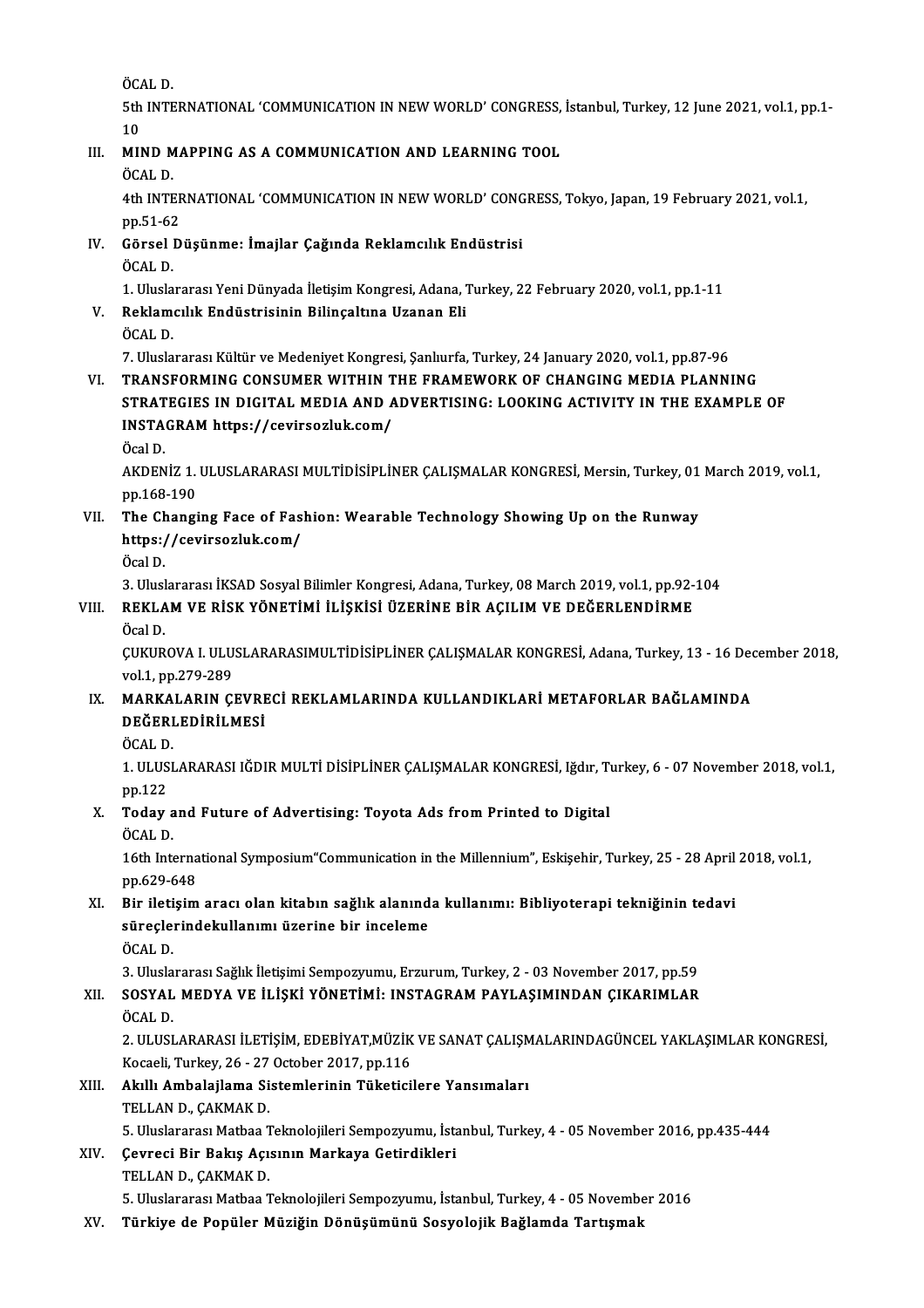ÖCAL D.
5th INTERNATIONAL 'COMMUNICATION IN NEW WORLD' CONGRESS, İstanbul, Turkey, 12 June 2021, vol.1, pp.1-10

III. **MIND MAPPING AS A COMMUNICATION AND LEARNING TOOL**
ÖCAL D.
4th INTERNATIONAL 'COMMUNICATION IN NEW WORLD' CONGRESS, Tokyo, Japan, 19 February 2021, vol.1, pp.51-62

IV. **Görsel Düşünme: İmajlar Çağında Reklamcılık Endüstrisi**
ÖCAL D.
1. Uluslararası Yeni Dünyada İletişim Kongresi, Adana, Turkey, 22 February 2020, vol.1, pp.1-11

V. **Reklamcılık Endüstrisinin Bilinçaltına Uzanan Eli**
ÖCAL D.
7. Uluslararası Kültür ve Medeniyet Kongresi, Şanlıurfa, Turkey, 24 January 2020, vol.1, pp.87-96

VI. **TRANSFORMING CONSUMER WITHIN THE FRAMEWORK OF CHANGING MEDIA PLANNING STRATEGIES IN DIGITAL MEDIA AND ADVERTISING: LOOKING ACTIVITY IN THE EXAMPLE OF INSTAGRAM https://cevirsozluk.com/**
Öcal D.
AKDENİZ 1. ULUSLARARASI MULTİDİSİPLİNER ÇALIŞMALAR KONGRESİ, Mersin, Turkey, 01 March 2019, vol.1, pp.168-190

VII. **The Changing Face of Fashion: Wearable Technology Showing Up on the Runway https://cevirsozluk.com/**
Öcal D.
3. Uluslararası İKSAD Sosyal Bilimler Kongresi, Adana, Turkey, 08 March 2019, vol.1, pp.92-104

VIII. **REKLAM VE RİSK YÖNETİMİ İLİŞKİSİ ÜZERİNE BİR AÇILIM VE DEĞERLENDİRME**
Öcal D.
ÇUKUROVA I. ULUSLARARASIMULTİDİSİPLİNER ÇALIŞMALAR KONGRESİ, Adana, Turkey, 13 - 16 December 2018, vol.1, pp.279-289

IX. **MARKALARIN ÇEVRECİ REKLAMLARINDA KULLANDIKLARİ METAFORLAR BAĞLAMINDA DEĞERLEDİRİLMESİ**
ÖCAL D.
1. ULUSLARARASI IĞDIR MULTİ DİSİPLİNER ÇALIŞMALAR KONGRESİ, Iğdır, Turkey, 6 - 07 November 2018, vol.1, pp.122

X. **Today and Future of Advertising: Toyota Ads from Printed to Digital**
ÖCAL D.
16th International Symposium"Communication in the Millennium", Eskişehir, Turkey, 25 - 28 April 2018, vol.1, pp.629-648

XI. **Bir iletişim aracı olan kitabın sağlık alanında kullanımı: Bibliyoterapi tekniğinin tedavi süreçlerindekullanımı üzerine bir inceleme**
ÖCAL D.
3. Uluslararası Sağlık İletişimi Sempozyumu, Erzurum, Turkey, 2 - 03 November 2017, pp.59

XII. **SOSYAL MEDYA VE İLİŞKİ YÖNETİMİ: INSTAGRAM PAYLAŞIMINDAN ÇIKARIMLAR**
ÖCAL D.
2. ULUSLARARASI İLETİŞİM, EDEBİYAT,MÜZİK VE SANAT ÇALIŞMALARINDAGÜNCEL YAKLAŞIMLAR KONGRESİ, Kocaeli, Turkey, 26 - 27 October 2017, pp.116

XIII. **Akıllı Ambalajlama Sistemlerinin Tüketicilere Yansımaları**
TELLAN D., ÇAKMAK D.
5. Uluslararası Matbaa Teknolojileri Sempozyumu, İstanbul, Turkey, 4 - 05 November 2016, pp.435-444

XIV. **Çevreci Bir Bakış Açısının Markaya Getirdikleri**
TELLAN D., ÇAKMAK D.
5. Uluslararası Matbaa Teknolojileri Sempozyumu, İstanbul, Turkey, 4 - 05 November 2016

XV. **Türkiye de Popüler Müziğin Dönüşümünü Sosyolojik Bağlamda Tartışmak**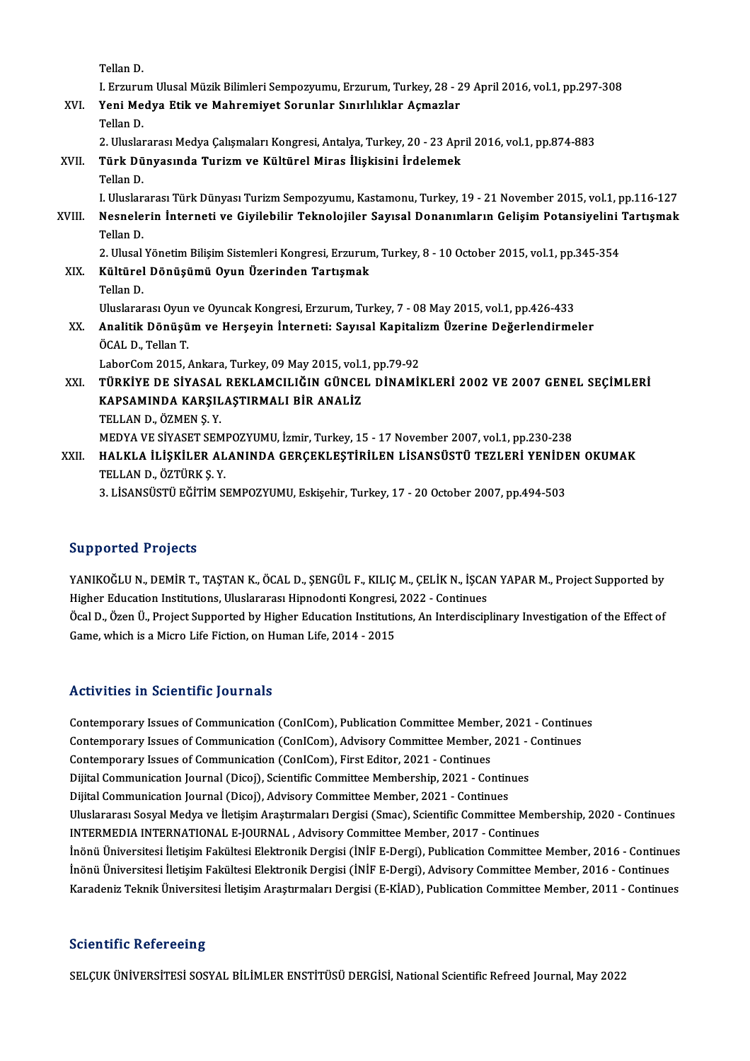Tellan D.
I. Erzurum Ulusal Müzik Bilimleri Sempozyumu, Erzurum, Turkey, 28 - 29 April 2016, vol.1, pp.297-308

XVI. **Yeni Medya Etik ve Mahremiyet Sorunlar Sınırlılıklar Açmazlar**
Tellan D.
2. Uluslararası Medya Çalışmaları Kongresi, Antalya, Turkey, 20 - 23 April 2016, vol.1, pp.874-883

XVII. **Türk Dünyasında Turizm ve Kültürel Miras İlişkisini İrdelemek**
Tellan D.
I. Uluslararası Türk Dünyası Turizm Sempozyumu, Kastamonu, Turkey, 19 - 21 November 2015, vol.1, pp.116-127

XVIII. **Nesnelerin İnterneti ve Giyilebilir Teknolojiler Sayısal Donanımların Gelişim Potansiyelini Tartışmak**
Tellan D.
2. Ulusal Yönetim Bilişim Sistemleri Kongresi, Erzurum, Turkey, 8 - 10 October 2015, vol.1, pp.345-354

XIX. **Kültürel Dönüşümü Oyun Üzerinden Tartışmak**
Tellan D.
Uluslararası Oyun ve Oyuncak Kongresi, Erzurum, Turkey, 7 - 08 May 2015, vol.1, pp.426-433

XX. **Analitik Dönüşüm ve Herşeyin İnterneti: Sayısal Kapitalizm Üzerine Değerlendirmeler**
ÖCAL D., Tellan T.
LaborCom 2015, Ankara, Turkey, 09 May 2015, vol.1, pp.79-92

XXI. **TÜRKİYE DE SİYASAL REKLAMCILIĞIN GÜNCEL DİNAMİKLERİ 2002 VE 2007 GENEL SEÇİMLERİ KAPSAMINDA KARŞILAŞTIRMALI BİR ANALİZ**
TELLAN D., ÖZMEN Ş. Y.
MEDYA VE SİYASET SEMPOZYUMU, İzmir, Turkey, 15 - 17 November 2007, vol.1, pp.230-238

XXII. **HALKLA İLİŞKİLER ALANINDA GERÇEKLEŞTİRİLEN LİSANSÜSTÜ TEZLERİ YENİDEN OKUMAK**
TELLAN D., ÖZTÜRK Ş. Y.
3. LİSANSÜSTÜ EĞİTİM SEMPOZYUMU, Eskişehir, Turkey, 17 - 20 October 2007, pp.494-503

## Supported Projects

YANIKOĞLU N., DEMİR T., TAŞTAN K., ÖCAL D., ŞENGÜL F., KILIÇ M., ÇELİK N., İŞCAN YAPAR M., Project Supported by Higher Education Institutions, Uluslararası Hipnodonti Kongresi, 2022 - Continues

Öcal D., Özen Ü., Project Supported by Higher Education Institutions, An Interdisciplinary Investigation of the Effect of Game, which is a Micro Life Fiction, on Human Life, 2014 - 2015

## Activities in Scientific Journals

Contemporary Issues of Communication (ConICom), Publication Committee Member, 2021 - Continues
Contemporary Issues of Communication (ConICom), Advisory Committee Member, 2021 - Continues
Contemporary Issues of Communication (ConICom), First Editor, 2021 - Continues
Dijital Communication Journal (Dicoj), Scientific Committee Membership, 2021 - Continues
Dijital Communication Journal (Dicoj), Advisory Committee Member, 2021 - Continues
Uluslararası Sosyal Medya ve İletişim Araştırmaları Dergisi (Smac), Scientific Committee Membership, 2020 - Continues
INTERMEDIA INTERNATIONAL E-JOURNAL , Advisory Committee Member, 2017 - Continues
İnönü Üniversitesi İletişim Fakültesi Elektronik Dergisi (İNİF E-Dergi), Publication Committee Member, 2016 - Continues
İnönü Üniversitesi İletişim Fakültesi Elektronik Dergisi (İNİF E-Dergi), Advisory Committee Member, 2016 - Continues
Karadeniz Teknik Üniversitesi İletişim Araştırmaları Dergisi (E-KİAD), Publication Committee Member, 2011 - Continues

## Scientific Refereeing

SELÇUK ÜNİVERSİTESİ SOSYAL BİLİMLER ENSTİTÜSÜ DERGİSİ, National Scientific Refreed Journal, May 2022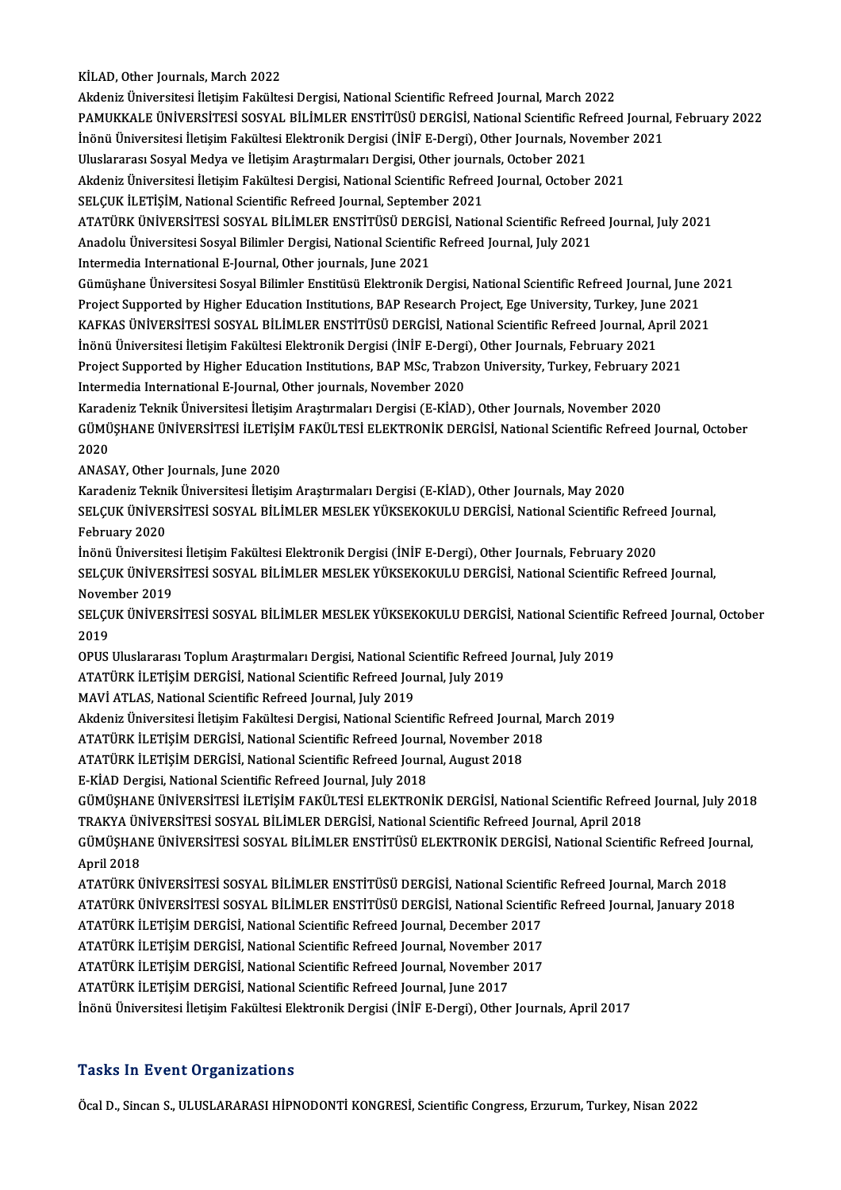KİLAD, Other Journals, March 2022
Akdeniz Üniversitesi İletişim Fakültesi Dergisi, National Scientific Refreed Journal, March 2022
PAMUKKALE ÜNİVERSİTESİ SOSYAL BİLİMLER ENSTİTÜSÜ DERGİSİ, National Scientific Refreed Journal, February 2022
İnönü Üniversitesi İletişim Fakültesi Elektronik Dergisi (İNİF E-Dergi), Other Journals, November 2021
Uluslararası Sosyal Medya ve İletişim Araştırmaları Dergisi, Other journals, October 2021
Akdeniz Üniversitesi İletişim Fakültesi Dergisi, National Scientific Refreed Journal, October 2021
SELÇUK İLETİŞİM, National Scientific Refreed Journal, September 2021
ATATÜRK ÜNİVERSİTESİ SOSYAL BİLİMLER ENSTİTÜSÜ DERGİSİ, National Scientific Refreed Journal, July 2021
Anadolu Üniversitesi Sosyal Bilimler Dergisi, National Scientific Refreed Journal, July 2021
Intermedia International E-Journal, Other journals, June 2021
Gümüşhane Üniversitesi Sosyal Bilimler Enstitüsü Elektronik Dergisi, National Scientific Refreed Journal, June 2021
Project Supported by Higher Education Institutions, BAP Research Project, Ege University, Turkey, June 2021
KAFKAS ÜNİVERSİTESİ SOSYAL BİLİMLER ENSTİTÜSÜ DERGİSİ, National Scientific Refreed Journal, April 2021
İnönü Üniversitesi İletişim Fakültesi Elektronik Dergisi (İNİF E-Dergi), Other Journals, February 2021
Project Supported by Higher Education Institutions, BAP MSc, Trabzon University, Turkey, February 2021
Intermedia International E-Journal, Other journals, November 2020
Karadeniz Teknik Üniversitesi İletişim Araştırmaları Dergisi (E-KİAD), Other Journals, November 2020
GÜMÜŞHANE ÜNİVERSİTESİ İLETİŞİM FAKÜLTESİ ELEKTRONİK DERGİSİ, National Scientific Refreed Journal, October 2020
ANASAY, Other Journals, June 2020
Karadeniz Teknik Üniversitesi İletişim Araştırmaları Dergisi (E-KİAD), Other Journals, May 2020
SELÇUK ÜNİVERSİTESİ SOSYAL BİLİMLER MESLEK YÜKSEKOKULU DERGİSİ, National Scientific Refreed Journal, February 2020
İnönü Üniversitesi İletişim Fakültesi Elektronik Dergisi (İNİF E-Dergi), Other Journals, February 2020
SELÇUK ÜNİVERSİTESİ SOSYAL BİLİMLER MESLEK YÜKSEKOKULU DERGİSİ, National Scientific Refreed Journal, November 2019
SELÇUK ÜNİVERSİTESİ SOSYAL BİLİMLER MESLEK YÜKSEKOKULU DERGİSİ, National Scientific Refreed Journal, October 2019
OPUS Uluslararası Toplum Araştırmaları Dergisi, National Scientific Refreed Journal, July 2019
ATATÜRK İLETİŞİM DERGİSİ, National Scientific Refreed Journal, July 2019
MAVİ ATLAS, National Scientific Refreed Journal, July 2019
Akdeniz Üniversitesi İletişim Fakültesi Dergisi, National Scientific Refreed Journal, March 2019
ATATÜRK İLETİŞİM DERGİSİ, National Scientific Refreed Journal, November 2018
ATATÜRK İLETİŞİM DERGİSİ, National Scientific Refreed Journal, August 2018
E-KİAD Dergisi, National Scientific Refreed Journal, July 2018
GÜMÜŞHANE ÜNİVERSİTESİ İLETİŞİM FAKÜLTESİ ELEKTRONİK DERGİSİ, National Scientific Refreed Journal, July 2018
TRAKYA ÜNİVERSİTESİ SOSYAL BİLİMLER DERGİSİ, National Scientific Refreed Journal, April 2018
GÜMÜŞHANE ÜNİVERSİTESİ SOSYAL BİLİMLER ENSTİTÜSÜ ELEKTRONİK DERGİSİ, National Scientific Refreed Journal, April 2018
ATATÜRK ÜNİVERSİTESİ SOSYAL BİLİMLER ENSTİTÜSÜ DERGİSİ, National Scientific Refreed Journal, March 2018
ATATÜRK ÜNİVERSİTESİ SOSYAL BİLİMLER ENSTİTÜSÜ DERGİSİ, National Scientific Refreed Journal, January 2018
ATATÜRK İLETİŞİM DERGİSİ, National Scientific Refreed Journal, December 2017
ATATÜRK İLETİŞİM DERGİSİ, National Scientific Refreed Journal, November 2017
ATATÜRK İLETİŞİM DERGİSİ, National Scientific Refreed Journal, November 2017
ATATÜRK İLETİŞİM DERGİSİ, National Scientific Refreed Journal, June 2017
İnönü Üniversitesi İletişim Fakültesi Elektronik Dergisi (İNİF E-Dergi), Other Journals, April 2017

## Tasks In Event Organizations

Öcal D., Sincan S., ULUSLARARASI HİPNODONTİ KONGRESİ, Scientific Congress, Erzurum, Turkey, Nisan 2022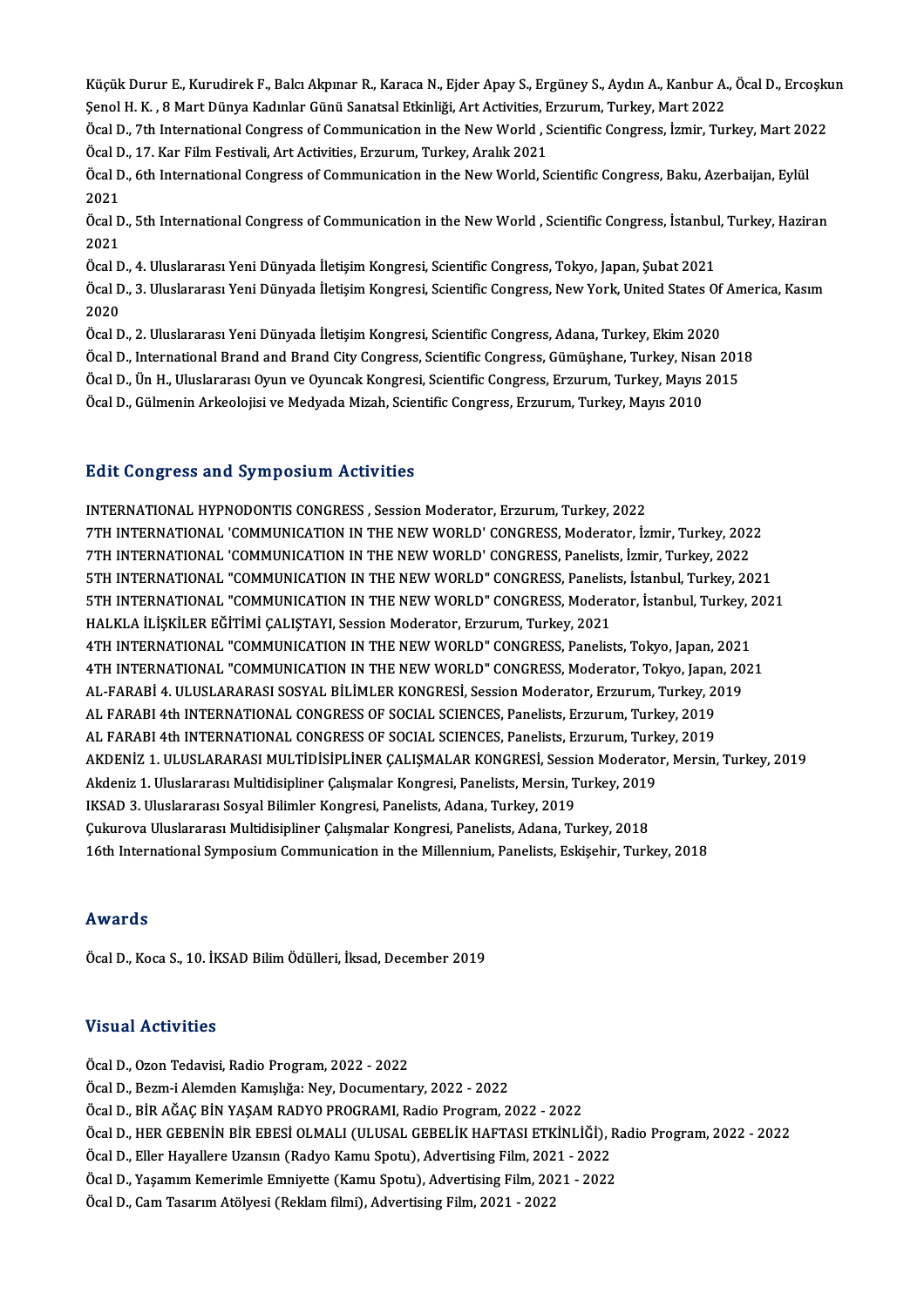Küçük Durur E., Kurudirek F., Balcı Akpınar R., Karaca N., Ejder Apay S., Ergüney S., Aydın A., Kanbur A., Öcal D., Ercoşkun Şenol H. K. , 8 Mart Dünya Kadınlar Günü Sanatsal Etkinliği, Art Activities, Erzurum, Turkey, Mart 2022

Öcal D., 7th International Congress of Communication in the New World , Scientific Congress, İzmir, Turkey, Mart 2022

Öcal D., 17. Kar Film Festivali, Art Activities, Erzurum, Turkey, Aralık 2021

Öcal D., 6th International Congress of Communication in the New World, Scientific Congress, Baku, Azerbaijan, Eylül 2021

Öcal D., 5th International Congress of Communication in the New World , Scientific Congress, İstanbul, Turkey, Haziran 2021

Öcal D., 4. Uluslararası Yeni Dünyada İletişim Kongresi, Scientific Congress, Tokyo, Japan, Şubat 2021

Öcal D., 3. Uluslararası Yeni Dünyada İletişim Kongresi, Scientific Congress, New York, United States Of America, Kasım 2020

Öcal D., 2. Uluslararası Yeni Dünyada İletişim Kongresi, Scientific Congress, Adana, Turkey, Ekim 2020

Öcal D., International Brand and Brand City Congress, Scientific Congress, Gümüşhane, Turkey, Nisan 2018

Öcal D., Ün H., Uluslararası Oyun ve Oyuncak Kongresi, Scientific Congress, Erzurum, Turkey, Mayıs 2015

Öcal D., Gülmenin Arkeolojisi ve Medyada Mizah, Scientific Congress, Erzurum, Turkey, Mayıs 2010

## Edit Congress and Symposium Activities

INTERNATIONAL HYPNODONTIS CONGRESS , Session Moderator, Erzurum, Turkey, 2022

7TH INTERNATIONAL 'COMMUNICATION IN THE NEW WORLD' CONGRESS, Moderator, İzmir, Turkey, 2022

7TH INTERNATIONAL 'COMMUNICATION IN THE NEW WORLD' CONGRESS, Panelists, İzmir, Turkey, 2022

5TH INTERNATIONAL "COMMUNICATION IN THE NEW WORLD" CONGRESS, Panelists, İstanbul, Turkey, 2021

5TH INTERNATIONAL "COMMUNICATION IN THE NEW WORLD" CONGRESS, Moderator, İstanbul, Turkey, 2021

HALKLA İLİŞKİLER EĞİTİMİ ÇALIŞTAYI, Session Moderator, Erzurum, Turkey, 2021

4TH INTERNATIONAL "COMMUNICATION IN THE NEW WORLD" CONGRESS, Panelists, Tokyo, Japan, 2021

4TH INTERNATIONAL "COMMUNICATION IN THE NEW WORLD" CONGRESS, Moderator, Tokyo, Japan, 2021

AL-FARABİ 4. ULUSLARARASI SOSYAL BİLİMLER KONGRESİ, Session Moderator, Erzurum, Turkey, 2019

AL FARABI 4th INTERNATIONAL CONGRESS OF SOCIAL SCIENCES, Panelists, Erzurum, Turkey, 2019

AL FARABI 4th INTERNATIONAL CONGRESS OF SOCIAL SCIENCES, Panelists, Erzurum, Turkey, 2019

AKDENİZ 1. ULUSLARARASI MULTİDİSİPLİNER ÇALIŞMALAR KONGRESİ, Session Moderator, Mersin, Turkey, 2019

Akdeniz 1. Uluslararası Multidisipliner Çalışmalar Kongresi, Panelists, Mersin, Turkey, 2019

IKSAD 3. Uluslararası Sosyal Bilimler Kongresi, Panelists, Adana, Turkey, 2019

Çukurova Uluslararası Multidisipliner Çalışmalar Kongresi, Panelists, Adana, Turkey, 2018

16th International Symposium Communication in the Millennium, Panelists, Eskişehir, Turkey, 2018

## Awards

Öcal D., Koca S., 10. İKSAD Bilim Ödülleri, İksad, December 2019

## Visual Activities

Öcal D., Ozon Tedavisi, Radio Program, 2022 - 2022

Öcal D., Bezm-i Alemden Kamışlığa: Ney, Documentary, 2022 - 2022

Öcal D., BİR AĞAÇ BİN YAŞAM RADYO PROGRAMI, Radio Program, 2022 - 2022

Öcal D., HER GEBENİN BİR EBESİ OLMALI (ULUSAL GEBELİK HAFTASI ETKİNLİĞİ), Radio Program, 2022 - 2022

Öcal D., Eller Hayallere Uzansın (Radyo Kamu Spotu), Advertising Film, 2021 - 2022

Öcal D., Yaşamım Kemerimle Emniyette (Kamu Spotu), Advertising Film, 2021 - 2022

Öcal D., Cam Tasarım Atölyesi (Reklam filmi), Advertising Film, 2021 - 2022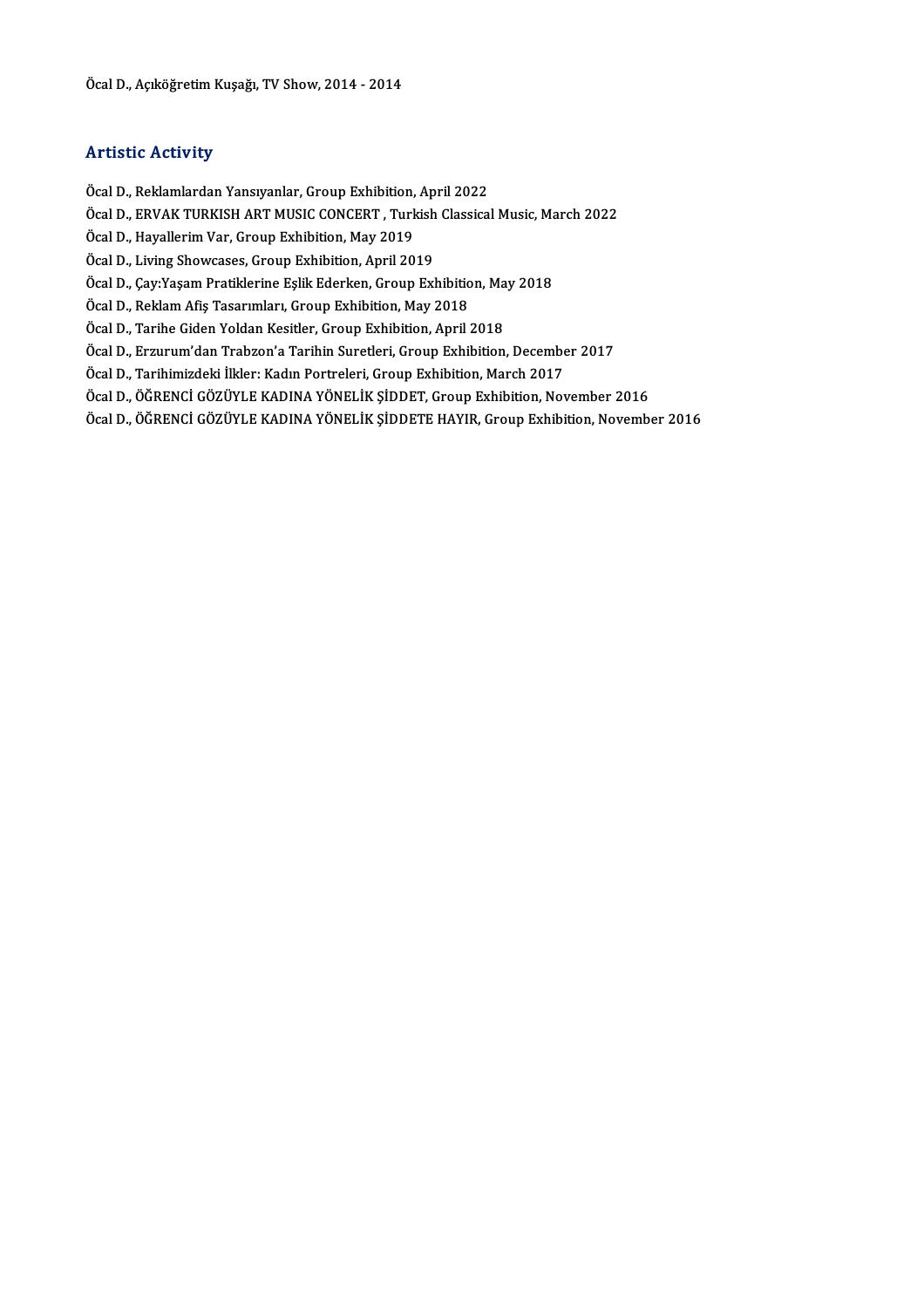Öcal D., Açıköğretim Kuşağı, TV Show, 2014 - 2014

## Artistic Activity

Öcal D., Reklamlardan Yansıyanlar, Group Exhibition, April 2022

Öcal D., ERVAK TURKISH ART MUSIC CONCERT , Turkish Classical Music, March 2022

Öcal D., Hayallerim Var, Group Exhibition, May 2019

Öcal D., Living Showcases, Group Exhibition, April 2019

Öcal D., Çay:Yaşam Pratiklerine Eşlik Ederken, Group Exhibition, May 2018

Öcal D., Reklam Afiş Tasarımları, Group Exhibition, May 2018

Öcal D., Tarihe Giden Yoldan Kesitler, Group Exhibition, April 2018

Öcal D., Erzurum'dan Trabzon'a Tarihin Suretleri, Group Exhibition, December 2017

Öcal D., Tarihimizdeki İlkler: Kadın Portreleri, Group Exhibition, March 2017

Öcal D., ÖĞRENCİ GÖZÜYLE KADINA YÖNELİK ŞİDDET, Group Exhibition, November 2016

Öcal D., ÖĞRENCİ GÖZÜYLE KADINA YÖNELİK ŞİDDETE HAYIR, Group Exhibition, November 2016